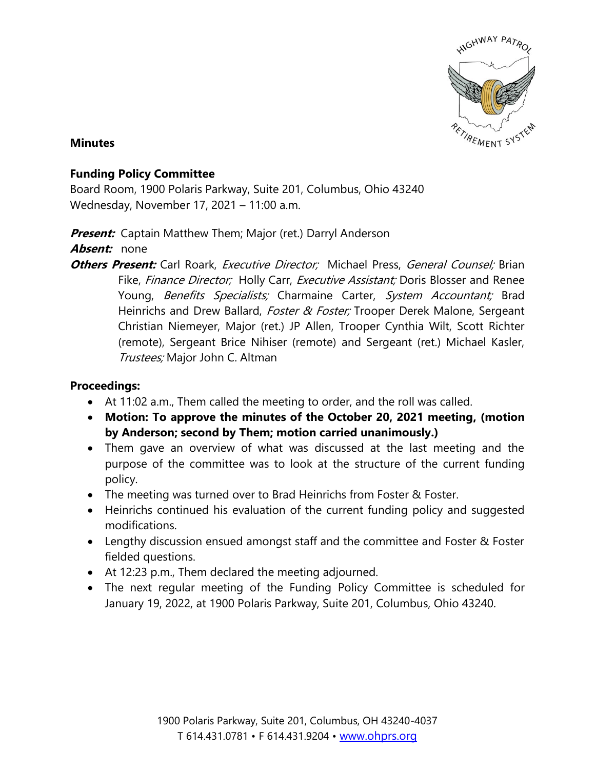**Minutes**

**Funding Policy Committee**
Board Room, 1900 Polaris Parkway, Suite 201, Columbus, Ohio 43240
Wednesday, November 17, 2021 – 11:00 a.m.

***Present:*** Captain Matthew Them; Major (ret.) Darryl Anderson

***Absent:*** none

***Others Present:*** Carl Roark, *Executive Director;* Michael Press, *General Counsel;* Brian Fike, *Finance Director;* Holly Carr, *Executive Assistant;* Doris Blosser and Renee Young, *Benefits Specialists;* Charmaine Carter, *System Accountant;* Brad Heinrichs and Drew Ballard, *Foster & Foster;* Trooper Derek Malone, Sergeant Christian Niemeyer, Major (ret.) JP Allen, Trooper Cynthia Wilt, Scott Richter (remote), Sergeant Brice Nihiser (remote) and Sergeant (ret.) Michael Kasler, *Trustees;* Major John C. Altman

**Proceedings:**

- At 11:02 a.m., Them called the meeting to order, and the roll was called.
- **Motion: To approve the minutes of the October 20, 2021 meeting, (motion by Anderson; second by Them; motion carried unanimously.)**
- Them gave an overview of what was discussed at the last meeting and the purpose of the committee was to look at the structure of the current funding policy.
- The meeting was turned over to Brad Heinrichs from Foster & Foster.
- Heinrichs continued his evaluation of the current funding policy and suggested modifications.
- Lengthy discussion ensued amongst staff and the committee and Foster & Foster fielded questions.
- At 12:23 p.m., Them declared the meeting adjourned.
- The next regular meeting of the Funding Policy Committee is scheduled for January 19, 2022, at 1900 Polaris Parkway, Suite 201, Columbus, Ohio 43240.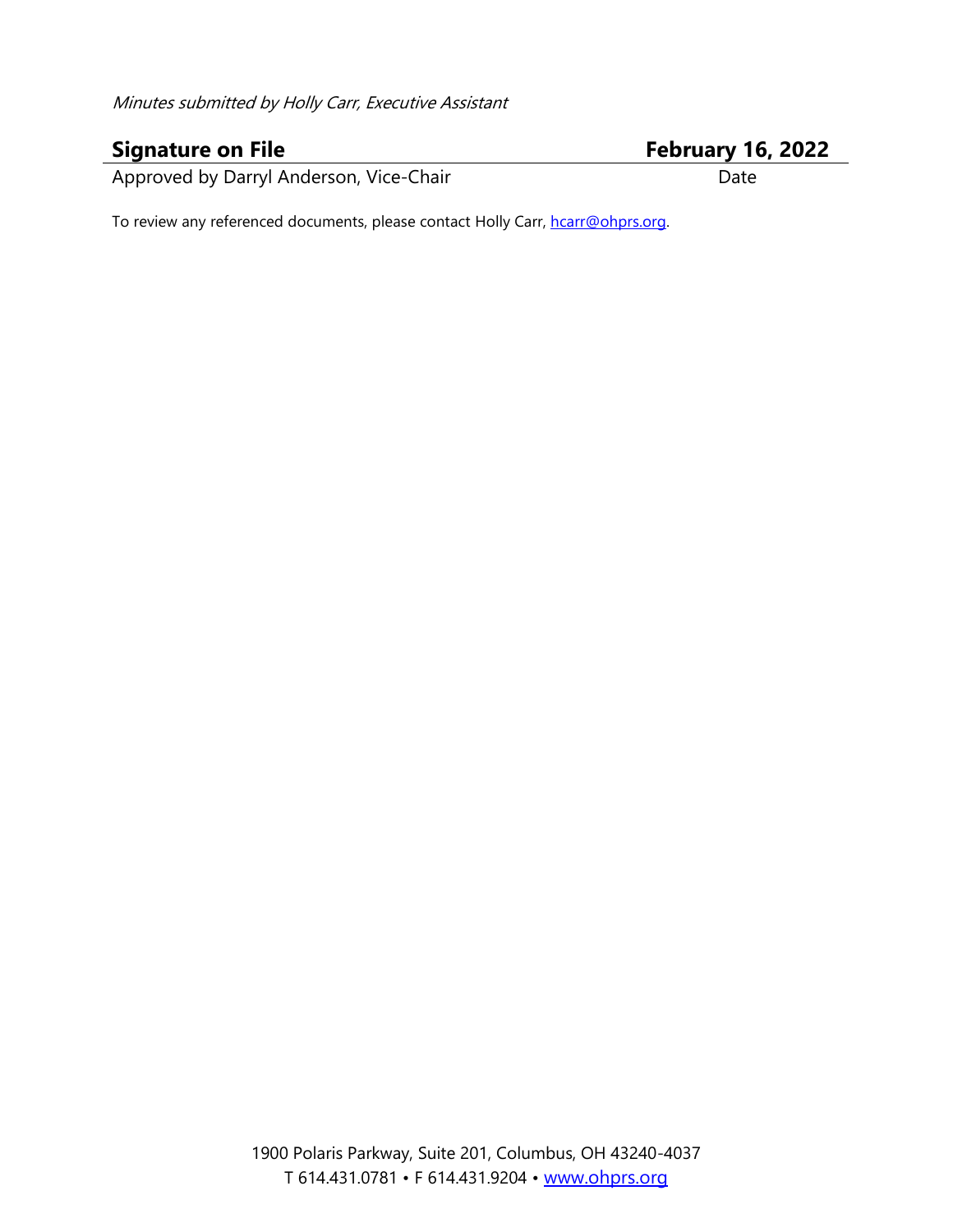*Minutes submitted by Holly Carr, Executive Assistant*

| **Signature on File** | **February 16, 2022** |
| --- | --- |
| Approved by Darryl Anderson, Vice-Chair | Date |

To review any referenced documents, please contact Holly Carr, hcarr@ohprs.org.

1900 Polaris Parkway, Suite 201, Columbus, OH 43240-4037
T 614.431.0781 • F 614.431.9204 • www.ohprs.org